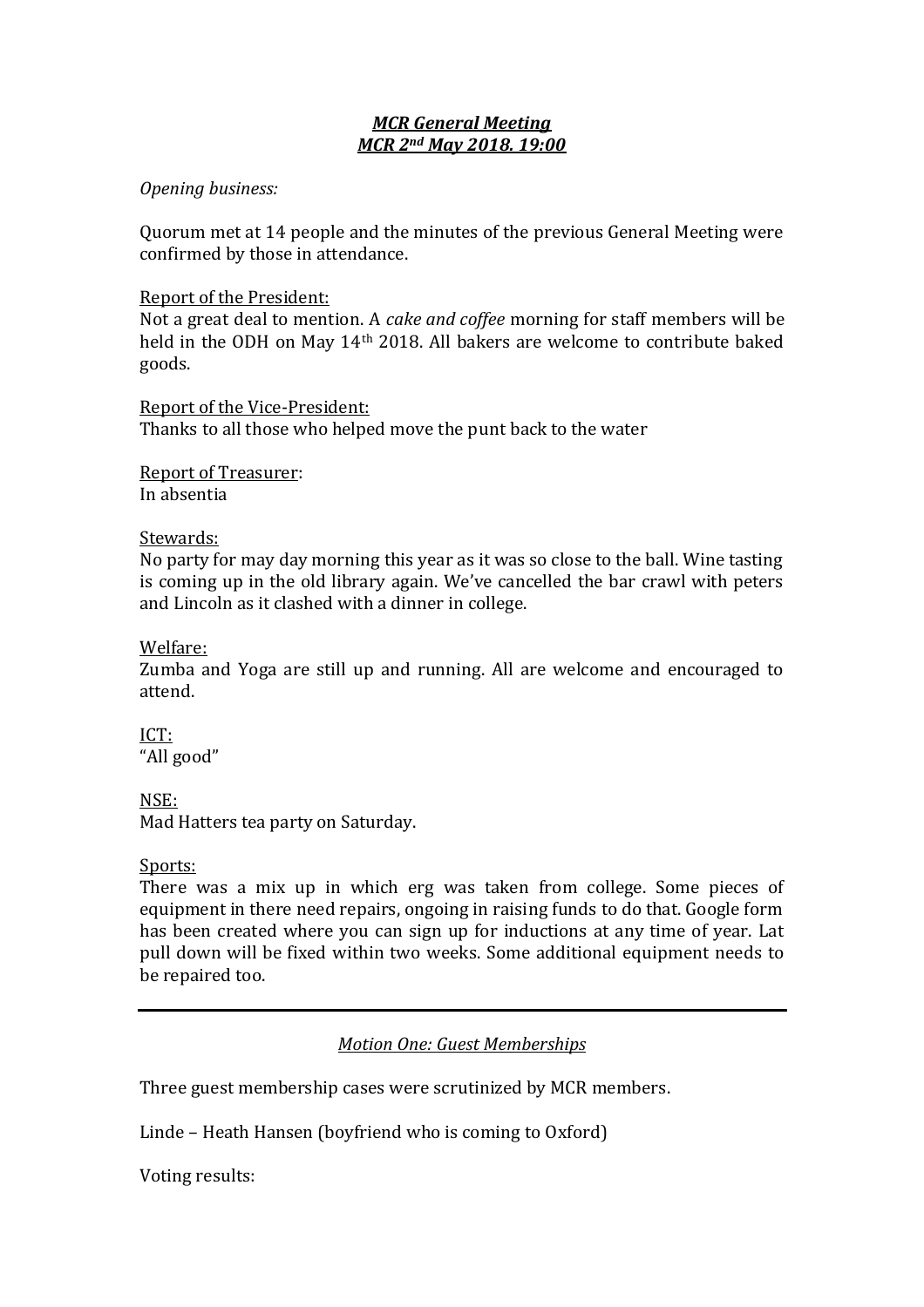***MCR General Meeting***
***MCR 2nd May 2018. 19:00***

*Opening business:*

Quorum met at 14 people and the minutes of the previous General Meeting were confirmed by those in attendance.

Report of the President:
Not a great deal to mention. A *cake and coffee* morning for staff members will be held in the ODH on May 14th 2018. All bakers are welcome to contribute baked goods.

Report of the Vice-President:
Thanks to all those who helped move the punt back to the water

Report of Treasurer:
In absentia

Stewards:
No party for may day morning this year as it was so close to the ball. Wine tasting is coming up in the old library again. We've cancelled the bar crawl with peters and Lincoln as it clashed with a dinner in college.

Welfare:
Zumba and Yoga are still up and running. All are welcome and encouraged to attend.

ICT:
"All good"

NSE:
Mad Hatters tea party on Saturday.

Sports:
There was a mix up in which erg was taken from college. Some pieces of equipment in there need repairs, ongoing in raising funds to do that. Google form has been created where you can sign up for inductions at any time of year. Lat pull down will be fixed within two weeks. Some additional equipment needs to be repaired too.

---

*Motion One: Guest Memberships*

Three guest membership cases were scrutinized by MCR members.

Linde – Heath Hansen (boyfriend who is coming to Oxford)

Voting results: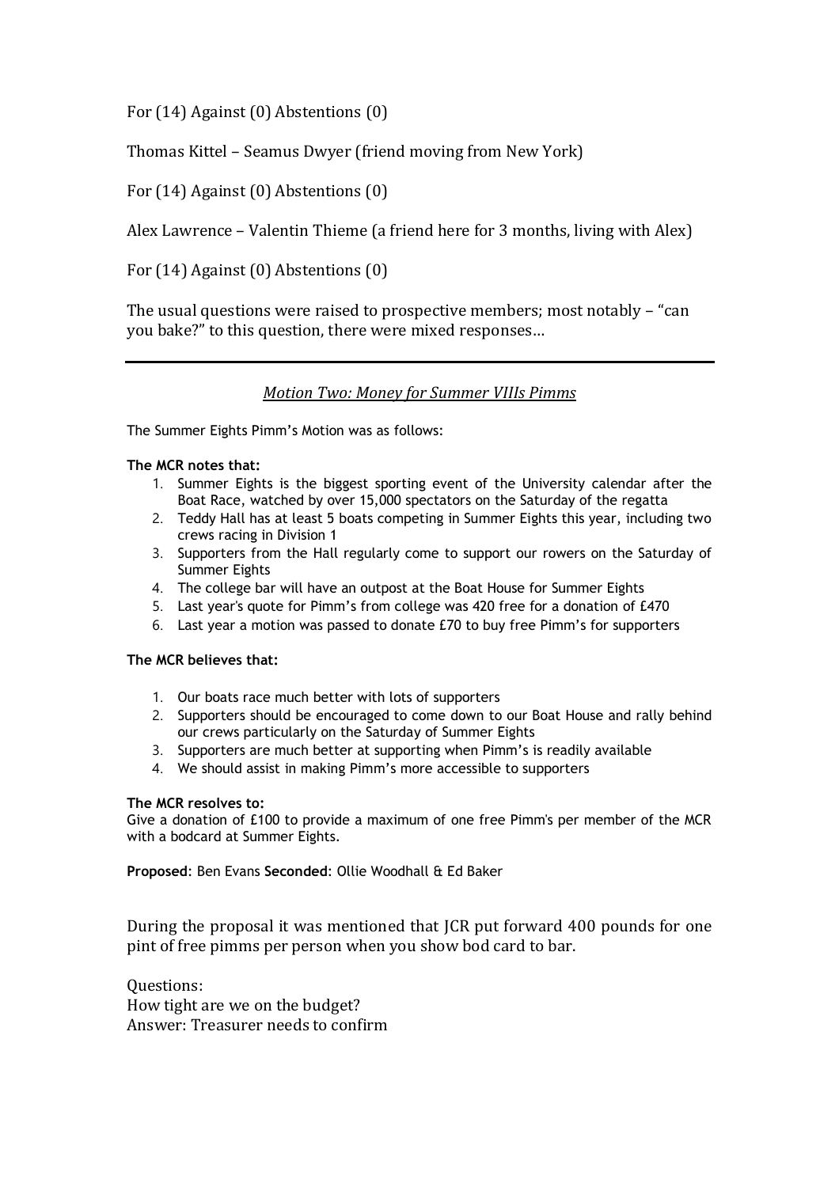For (14) Against (0) Abstentions (0)

Thomas Kittel – Seamus Dwyer (friend moving from New York)

For (14) Against (0) Abstentions (0)

Alex Lawrence – Valentin Thieme (a friend here for 3 months, living with Alex)

For (14) Against (0) Abstentions (0)

The usual questions were raised to prospective members; most notably – "can you bake?" to this question, there were mixed responses…

---

*Motion Two: Money for Summer VIIIs Pimms*

The Summer Eights Pimm's Motion was as follows:

**The MCR notes that:**

1. Summer Eights is the biggest sporting event of the University calendar after the Boat Race, watched by over 15,000 spectators on the Saturday of the regatta
2. Teddy Hall has at least 5 boats competing in Summer Eights this year, including two crews racing in Division 1
3. Supporters from the Hall regularly come to support our rowers on the Saturday of Summer Eights
4. The college bar will have an outpost at the Boat House for Summer Eights
5. Last year's quote for Pimm's from college was 420 free for a donation of £470
6. Last year a motion was passed to donate £70 to buy free Pimm's for supporters

**The MCR believes that:**

1. Our boats race much better with lots of supporters
2. Supporters should be encouraged to come down to our Boat House and rally behind our crews particularly on the Saturday of Summer Eights
3. Supporters are much better at supporting when Pimm's is readily available
4. We should assist in making Pimm's more accessible to supporters

**The MCR resolves to:**
Give a donation of £100 to provide a maximum of one free Pimm's per member of the MCR with a bodcard at Summer Eights.

**Proposed**: Ben Evans **Seconded**: Ollie Woodhall & Ed Baker

During the proposal it was mentioned that JCR put forward 400 pounds for one pint of free pimms per person when you show bod card to bar.

Questions:
How tight are we on the budget?
Answer: Treasurer needs to confirm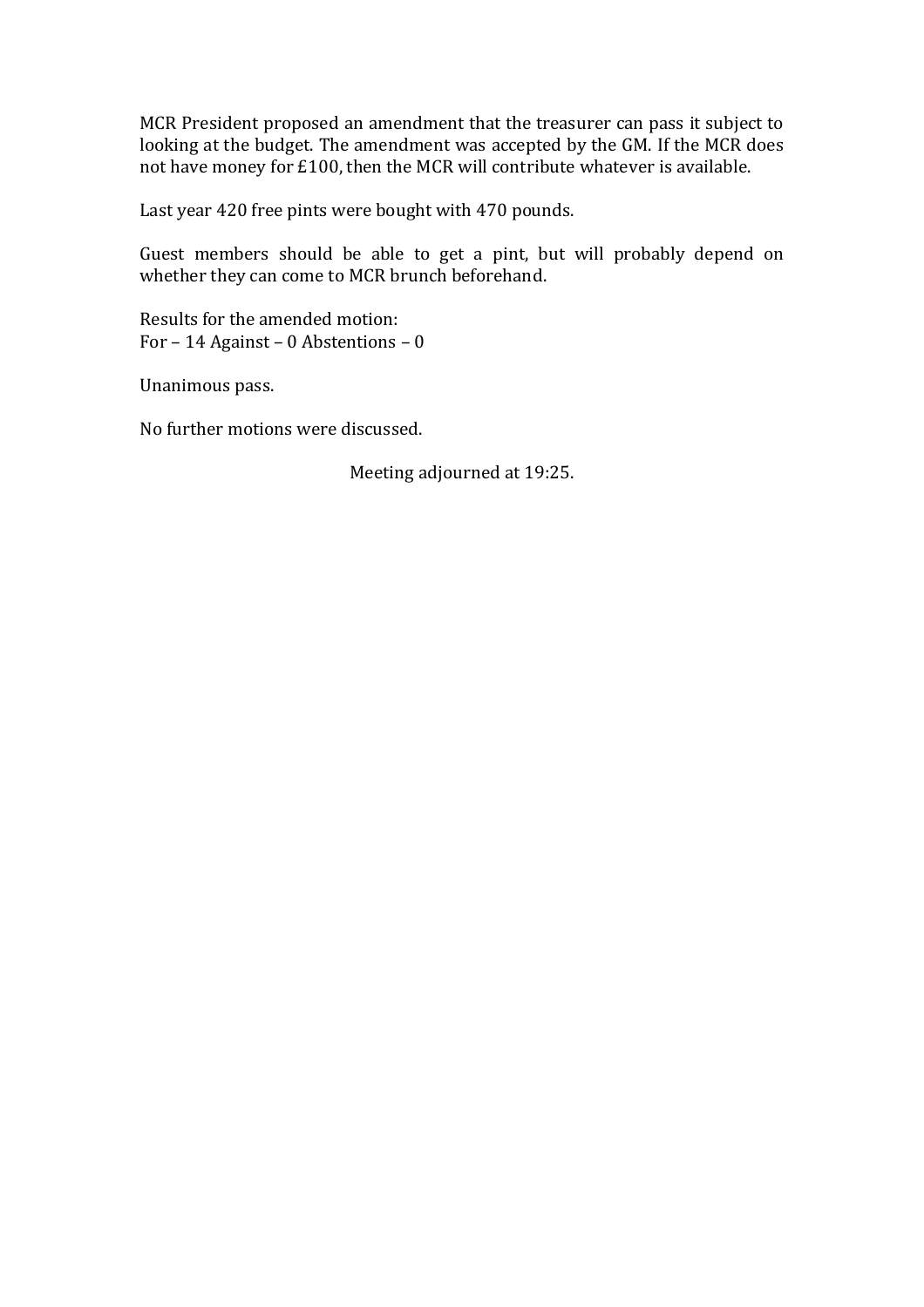MCR President proposed an amendment that the treasurer can pass it subject to looking at the budget. The amendment was accepted by the GM. If the MCR does not have money for £100, then the MCR will contribute whatever is available.

Last year 420 free pints were bought with 470 pounds.

Guest members should be able to get a pint, but will probably depend on whether they can come to MCR brunch beforehand.

Results for the amended motion:
For – 14 Against – 0 Abstentions – 0

Unanimous pass.

No further motions were discussed.

Meeting adjourned at 19:25.